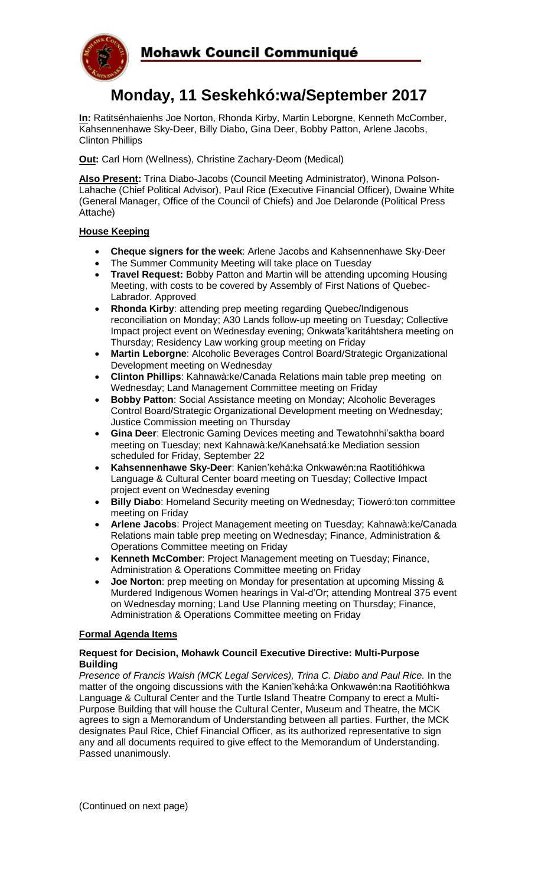# Mohawk Council Communiqué

## Monday, 11 Seskehkó:wa/September 2017

**In:** Ratitsénhaienhs Joe Norton, Rhonda Kirby, Martin Leborgne, Kenneth McComber, Kahsennenhawe Sky-Deer, Billy Diabo, Gina Deer, Bobby Patton, Arlene Jacobs, Clinton Phillips

**Out:** Carl Horn (Wellness), Christine Zachary-Deom (Medical)

**Also Present:** Trina Diabo-Jacobs (Council Meeting Administrator), Winona Polson-Lahache (Chief Political Advisor), Paul Rice (Executive Financial Officer), Dwaine White (General Manager, Office of the Council of Chiefs) and Joe Delaronde (Political Press Attache)

### House Keeping

- **Cheque signers for the week**: Arlene Jacobs and Kahsennenhawe Sky-Deer
- The Summer Community Meeting will take place on Tuesday
- **Travel Request:** Bobby Patton and Martin will be attending upcoming Housing Meeting, with costs to be covered by Assembly of First Nations of Quebec-Labrador. Approved
- **Rhonda Kirby**: attending prep meeting regarding Quebec/Indigenous reconciliation on Monday; A30 Lands follow-up meeting on Tuesday; Collective Impact project event on Wednesday evening; Onkwata'karitáhtshera meeting on Thursday; Residency Law working group meeting on Friday
- **Martin Leborgne**: Alcoholic Beverages Control Board/Strategic Organizational Development meeting on Wednesday
- **Clinton Phillips**: Kahnawà:ke/Canada Relations main table prep meeting on Wednesday; Land Management Committee meeting on Friday
- **Bobby Patton**: Social Assistance meeting on Monday; Alcoholic Beverages Control Board/Strategic Organizational Development meeting on Wednesday; Justice Commission meeting on Thursday
- **Gina Deer**: Electronic Gaming Devices meeting and Tewatohnhi'saktha board meeting on Tuesday; next Kahnawà:ke/Kanehsatá:ke Mediation session scheduled for Friday, September 22
- **Kahsennenhawe Sky-Deer**: Kanien'kehá:ka Onkwawén:na Raotitióhkwa Language & Cultural Center board meeting on Tuesday; Collective Impact project event on Wednesday evening
- **Billy Diabo**: Homeland Security meeting on Wednesday; Tioweró:ton committee meeting on Friday
- **Arlene Jacobs**: Project Management meeting on Tuesday; Kahnawà:ke/Canada Relations main table prep meeting on Wednesday; Finance, Administration & Operations Committee meeting on Friday
- **Kenneth McComber**: Project Management meeting on Tuesday; Finance, Administration & Operations Committee meeting on Friday
- **Joe Norton**: prep meeting on Monday for presentation at upcoming Missing & Murdered Indigenous Women hearings in Val-d'Or; attending Montreal 375 event on Wednesday morning; Land Use Planning meeting on Thursday; Finance, Administration & Operations Committee meeting on Friday

### Formal Agenda Items

**Request for Decision, Mohawk Council Executive Directive: Multi-Purpose Building**

*Presence of Francis Walsh (MCK Legal Services), Trina C. Diabo and Paul Rice.* In the matter of the ongoing discussions with the Kanien'kehá:ka Onkwawén:na Raotitióhkwa Language & Cultural Center and the Turtle Island Theatre Company to erect a Multi-Purpose Building that will house the Cultural Center, Museum and Theatre, the MCK agrees to sign a Memorandum of Understanding between all parties. Further, the MCK designates Paul Rice, Chief Financial Officer, as its authorized representative to sign any and all documents required to give effect to the Memorandum of Understanding. Passed unanimously.

(Continued on next page)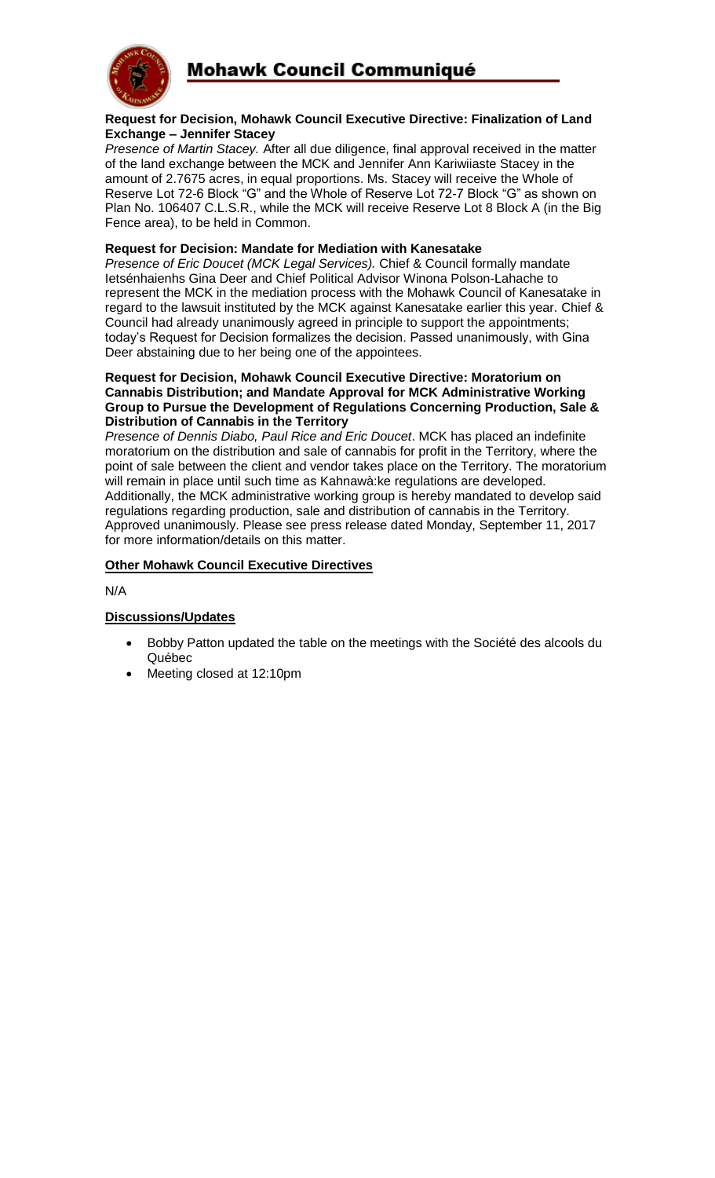**Request for Decision, Mohawk Council Executive Directive: Finalization of Land Exchange – Jennifer Stacey**

*Presence of Martin Stacey.* After all due diligence, final approval received in the matter of the land exchange between the MCK and Jennifer Ann Kariwiiaste Stacey in the amount of 2.7675 acres, in equal proportions. Ms. Stacey will receive the Whole of Reserve Lot 72-6 Block "G" and the Whole of Reserve Lot 72-7 Block "G" as shown on Plan No. 106407 C.L.S.R., while the MCK will receive Reserve Lot 8 Block A (in the Big Fence area), to be held in Common.

**Request for Decision: Mandate for Mediation with Kanesatake**

*Presence of Eric Doucet (MCK Legal Services).* Chief & Council formally mandate Ietsénhaienhs Gina Deer and Chief Political Advisor Winona Polson-Lahache to represent the MCK in the mediation process with the Mohawk Council of Kanesatake in regard to the lawsuit instituted by the MCK against Kanesatake earlier this year. Chief & Council had already unanimously agreed in principle to support the appointments; today's Request for Decision formalizes the decision. Passed unanimously, with Gina Deer abstaining due to her being one of the appointees.

**Request for Decision, Mohawk Council Executive Directive: Moratorium on Cannabis Distribution; and Mandate Approval for MCK Administrative Working Group to Pursue the Development of Regulations Concerning Production, Sale & Distribution of Cannabis in the Territory**

*Presence of Dennis Diabo, Paul Rice and Eric Doucet*. MCK has placed an indefinite moratorium on the distribution and sale of cannabis for profit in the Territory, where the point of sale between the client and vendor takes place on the Territory. The moratorium will remain in place until such time as Kahnawà:ke regulations are developed. Additionally, the MCK administrative working group is hereby mandated to develop said regulations regarding production, sale and distribution of cannabis in the Territory. Approved unanimously. Please see press release dated Monday, September 11, 2017 for more information/details on this matter.

**Other Mohawk Council Executive Directives**

N/A

**Discussions/Updates**

- Bobby Patton updated the table on the meetings with the Société des alcools du Québec
- Meeting closed at 12:10pm